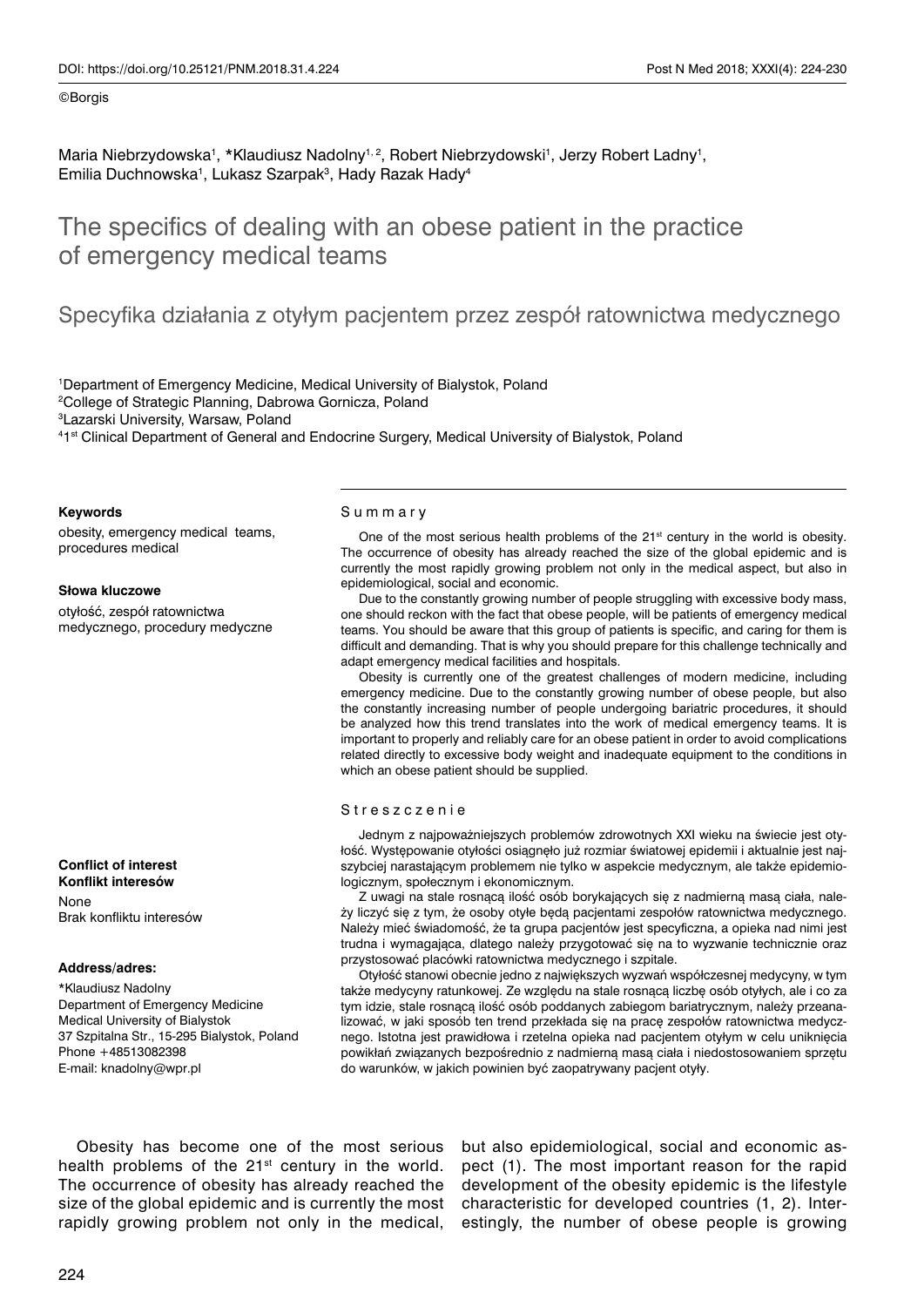©Borgis

Maria Niebrzydowska[1], *Klaudiusz Nadolny[1, 2], Robert Niebrzydowski[1], Jerzy Robert Ladny[1], Emilia Duchnowska[1], Lukasz Szarpak[3], Hady Razak Hady[4]

# The specifics of dealing with an obese patient in the practice of emergency medical teams

## Specyfika działania z otyłym pacjentem przez zespół ratownictwa medycznego

[1]Department of Emergency Medicine, Medical University of Bialystok, Poland
[2]College of Strategic Planning, Dabrowa Gornicza, Poland
[3]Lazarski University, Warsaw, Poland
[4]1st Clinical Department of General and Endocrine Surgery, Medical University of Bialystok, Poland

**Keywords**

obesity, emergency medical teams, procedures medical

**Słowa kluczowe**

otyłość, zespół ratownictwa medycznego, procedury medyczne

**Conflict of interest**
**Konflikt interesów**

None
Brak konfliktu interesów

**Address/adres:**

*Klaudiusz Nadolny
Department of Emergency Medicine
Medical University of Bialystok
37 Szpitalna Str., 15-295 Bialystok, Poland
Phone +48513082398
E-mail: knadolny@wpr.pl

### Summary

One of the most serious health problems of the 21st century in the world is obesity. The occurrence of obesity has already reached the size of the global epidemic and is currently the most rapidly growing problem not only in the medical aspect, but also in epidemiological, social and economic.

Due to the constantly growing number of people struggling with excessive body mass, one should reckon with the fact that obese people, will be patients of emergency medical teams. You should be aware that this group of patients is specific, and caring for them is difficult and demanding. That is why you should prepare for this challenge technically and adapt emergency medical facilities and hospitals.

Obesity is currently one of the greatest challenges of modern medicine, including emergency medicine. Due to the constantly growing number of obese people, but also the constantly increasing number of people undergoing bariatric procedures, it should be analyzed how this trend translates into the work of medical emergency teams. It is important to properly and reliably care for an obese patient in order to avoid complications related directly to excessive body weight and inadequate equipment to the conditions in which an obese patient should be supplied.

### Streszczenie

Jednym z najpoważniejszych problemów zdrowotnych XXI wieku na świecie jest otyłość. Występowanie otyłości osiągnęło już rozmiar światowej epidemii i aktualnie jest najszybciej narastającym problemem nie tylko w aspekcie medycznym, ale także epidemiologicznym, społecznym i ekonomicznym.

Z uwagi na stale rosnącą ilość osób borykających się z nadmierną masą ciała, należy liczyć się z tym, że osoby otyłe będą pacjentami zespołów ratownictwa medycznego. Należy mieć świadomość, że ta grupa pacjentów jest specyficzna, a opieka nad nimi jest trudna i wymagająca, dlatego należy przygotować się na to wyzwanie technicznie oraz przystosować placówki ratownictwa medycznego i szpitale.

Otyłość stanowi obecnie jedno z największych wyzwań współczesnej medycyny, w tym także medycyny ratunkowej. Ze względu na stale rosnącą liczbę osób otyłych, ale i co za tym idzie, stale rosnącą ilość osób poddanych zabiegom bariatrycznym, należy przeanalizować, w jaki sposób ten trend przekłada się na pracę zespołów ratownictwa medycznego. Istotna jest prawidłowa i rzetelna opieka nad pacjentem otyłym w celu uniknięcia powikłań związanych bezpośrednio z nadmierną masą ciała i niedostosowaniem sprzętu do warunków, w jakich powinien być zaopatrywany pacjent otyły.

Obesity has become one of the most serious health problems of the 21st century in the world. The occurrence of obesity has already reached the size of the global epidemic and is currently the most rapidly growing problem not only in the medical, but also epidemiological, social and economic aspect (1). The most important reason for the rapid development of the obesity epidemic is the lifestyle characteristic for developed countries (1, 2). Interestingly, the number of obese people is growing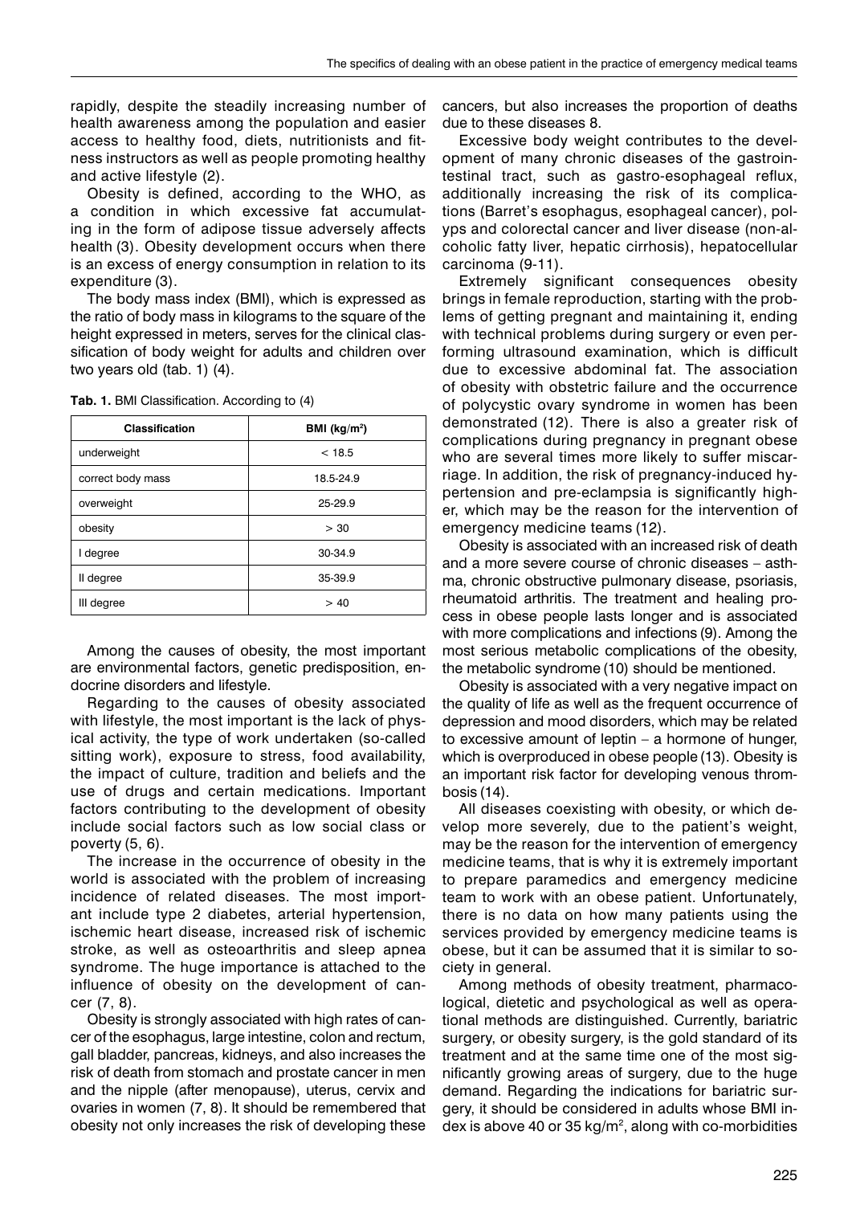rapidly, despite the steadily increasing number of health awareness among the population and easier access to healthy food, diets, nutritionists and fitness instructors as well as people promoting healthy and active lifestyle (2).

Obesity is defined, according to the WHO, as a condition in which excessive fat accumulating in the form of adipose tissue adversely affects health (3). Obesity development occurs when there is an excess of energy consumption in relation to its expenditure (3).

The body mass index (BMI), which is expressed as the ratio of body mass in kilograms to the square of the height expressed in meters, serves for the clinical classification of body weight for adults and children over two years old (tab. 1) (4).

**Tab. 1.** BMI Classification. According to (4)

| Classification | BMI (kg/m$^2$) |
|---|---|
| underweight | < 18.5 |
| correct body mass | 18.5-24.9 |
| overweight | 25-29.9 |
| obesity | > 30 |
| I degree | 30-34.9 |
| II degree | 35-39.9 |
| III degree | > 40 |

Among the causes of obesity, the most important are environmental factors, genetic predisposition, endocrine disorders and lifestyle.

Regarding to the causes of obesity associated with lifestyle, the most important is the lack of physical activity, the type of work undertaken (so-called sitting work), exposure to stress, food availability, the impact of culture, tradition and beliefs and the use of drugs and certain medications. Important factors contributing to the development of obesity include social factors such as low social class or poverty (5, 6).

The increase in the occurrence of obesity in the world is associated with the problem of increasing incidence of related diseases. The most important include type 2 diabetes, arterial hypertension, ischemic heart disease, increased risk of ischemic stroke, as well as osteoarthritis and sleep apnea syndrome. The huge importance is attached to the influence of obesity on the development of cancer (7, 8).

Obesity is strongly associated with high rates of cancer of the esophagus, large intestine, colon and rectum, gall bladder, pancreas, kidneys, and also increases the risk of death from stomach and prostate cancer in men and the nipple (after menopause), uterus, cervix and ovaries in women (7, 8). It should be remembered that obesity not only increases the risk of developing these cancers, but also increases the proportion of deaths due to these diseases 8.

Excessive body weight contributes to the development of many chronic diseases of the gastrointestinal tract, such as gastro-esophageal reflux, additionally increasing the risk of its complications (Barret's esophagus, esophageal cancer), polyps and colorectal cancer and liver disease (non-alcoholic fatty liver, hepatic cirrhosis), hepatocellular carcinoma (9-11).

Extremely significant consequences obesity brings in female reproduction, starting with the problems of getting pregnant and maintaining it, ending with technical problems during surgery or even performing ultrasound examination, which is difficult due to excessive abdominal fat. The association of obesity with obstetric failure and the occurrence of polycystic ovary syndrome in women has been demonstrated (12). There is also a greater risk of complications during pregnancy in pregnant obese who are several times more likely to suffer miscarriage. In addition, the risk of pregnancy-induced hypertension and pre-eclampsia is significantly higher, which may be the reason for the intervention of emergency medicine teams (12).

Obesity is associated with an increased risk of death and a more severe course of chronic diseases – asthma, chronic obstructive pulmonary disease, psoriasis, rheumatoid arthritis. The treatment and healing process in obese people lasts longer and is associated with more complications and infections (9). Among the most serious metabolic complications of the obesity, the metabolic syndrome (10) should be mentioned.

Obesity is associated with a very negative impact on the quality of life as well as the frequent occurrence of depression and mood disorders, which may be related to excessive amount of leptin – a hormone of hunger, which is overproduced in obese people (13). Obesity is an important risk factor for developing venous thrombosis (14).

All diseases coexisting with obesity, or which develop more severely, due to the patient's weight, may be the reason for the intervention of emergency medicine teams, that is why it is extremely important to prepare paramedics and emergency medicine team to work with an obese patient. Unfortunately, there is no data on how many patients using the services provided by emergency medicine teams is obese, but it can be assumed that it is similar to society in general.

Among methods of obesity treatment, pharmacological, dietetic and psychological as well as operational methods are distinguished. Currently, bariatric surgery, or obesity surgery, is the gold standard of its treatment and at the same time one of the most significantly growing areas of surgery, due to the huge demand. Regarding the indications for bariatric surgery, it should be considered in adults whose BMI index is above 40 or 35 kg/m$^2$, along with co-morbidities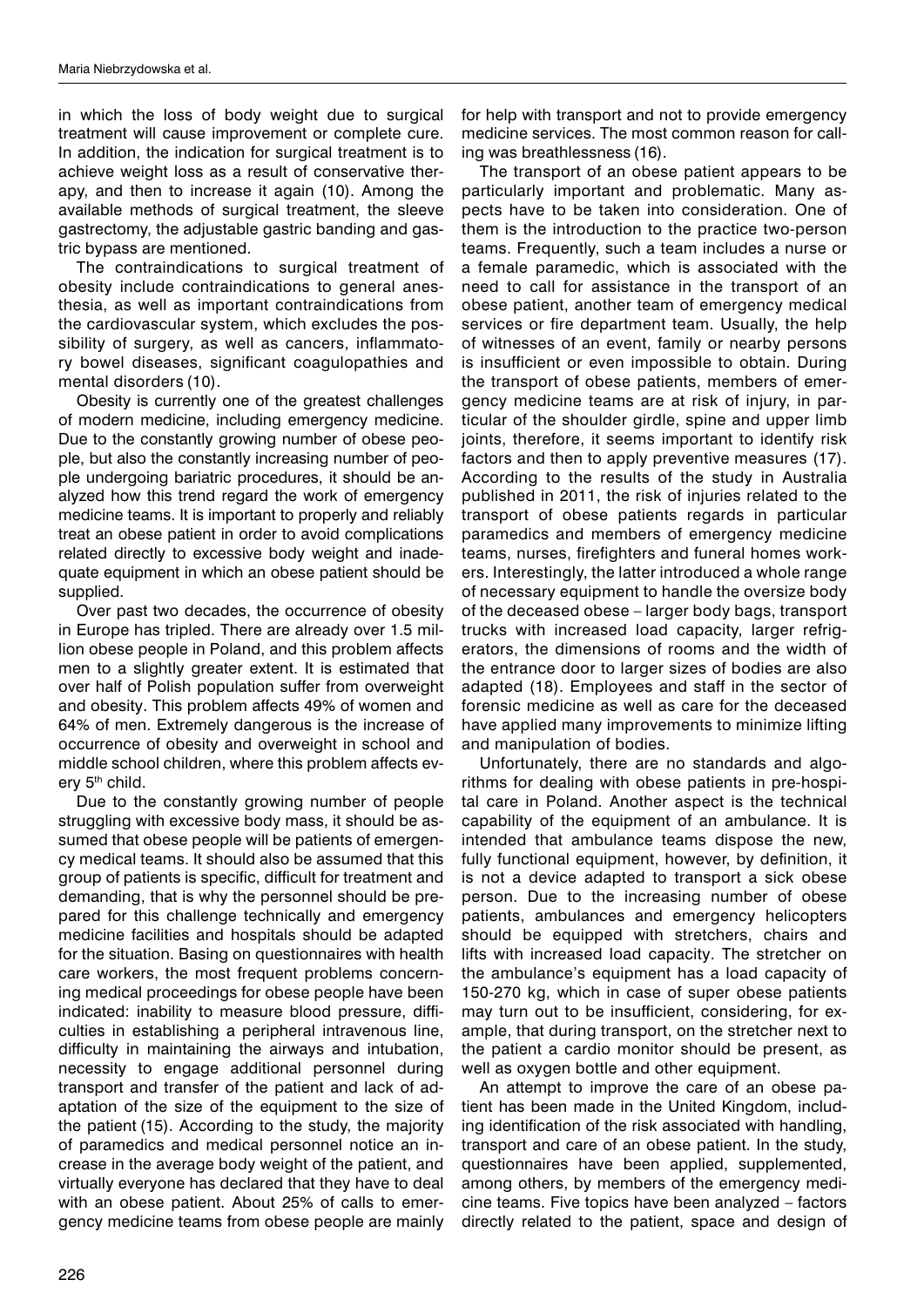in which the loss of body weight due to surgical treatment will cause improvement or complete cure. In addition, the indication for surgical treatment is to achieve weight loss as a result of conservative therapy, and then to increase it again (10). Among the available methods of surgical treatment, the sleeve gastrectomy, the adjustable gastric banding and gastric bypass are mentioned.

The contraindications to surgical treatment of obesity include contraindications to general anesthesia, as well as important contraindications from the cardiovascular system, which excludes the possibility of surgery, as well as cancers, inflammatory bowel diseases, significant coagulopathies and mental disorders (10).

Obesity is currently one of the greatest challenges of modern medicine, including emergency medicine. Due to the constantly growing number of obese people, but also the constantly increasing number of people undergoing bariatric procedures, it should be analyzed how this trend regard the work of emergency medicine teams. It is important to properly and reliably treat an obese patient in order to avoid complications related directly to excessive body weight and inadequate equipment in which an obese patient should be supplied.

Over past two decades, the occurrence of obesity in Europe has tripled. There are already over 1.5 million obese people in Poland, and this problem affects men to a slightly greater extent. It is estimated that over half of Polish population suffer from overweight and obesity. This problem affects 49% of women and 64% of men. Extremely dangerous is the increase of occurrence of obesity and overweight in school and middle school children, where this problem affects every 5th child.

Due to the constantly growing number of people struggling with excessive body mass, it should be assumed that obese people will be patients of emergency medical teams. It should also be assumed that this group of patients is specific, difficult for treatment and demanding, that is why the personnel should be prepared for this challenge technically and emergency medicine facilities and hospitals should be adapted for the situation. Basing on questionnaires with health care workers, the most frequent problems concerning medical proceedings for obese people have been indicated: inability to measure blood pressure, difficulties in establishing a peripheral intravenous line, difficulty in maintaining the airways and intubation, necessity to engage additional personnel during transport and transfer of the patient and lack of adaptation of the size of the equipment to the size of the patient (15). According to the study, the majority of paramedics and medical personnel notice an increase in the average body weight of the patient, and virtually everyone has declared that they have to deal with an obese patient. About 25% of calls to emergency medicine teams from obese people are mainly for help with transport and not to provide emergency medicine services. The most common reason for calling was breathlessness (16).

The transport of an obese patient appears to be particularly important and problematic. Many aspects have to be taken into consideration. One of them is the introduction to the practice two-person teams. Frequently, such a team includes a nurse or a female paramedic, which is associated with the need to call for assistance in the transport of an obese patient, another team of emergency medical services or fire department team. Usually, the help of witnesses of an event, family or nearby persons is insufficient or even impossible to obtain. During the transport of obese patients, members of emergency medicine teams are at risk of injury, in particular of the shoulder girdle, spine and upper limb joints, therefore, it seems important to identify risk factors and then to apply preventive measures (17). According to the results of the study in Australia published in 2011, the risk of injuries related to the transport of obese patients regards in particular paramedics and members of emergency medicine teams, nurses, firefighters and funeral homes workers. Interestingly, the latter introduced a whole range of necessary equipment to handle the oversize body of the deceased obese – larger body bags, transport trucks with increased load capacity, larger refrigerators, the dimensions of rooms and the width of the entrance door to larger sizes of bodies are also adapted (18). Employees and staff in the sector of forensic medicine as well as care for the deceased have applied many improvements to minimize lifting and manipulation of bodies.

Unfortunately, there are no standards and algorithms for dealing with obese patients in pre-hospital care in Poland. Another aspect is the technical capability of the equipment of an ambulance. It is intended that ambulance teams dispose the new, fully functional equipment, however, by definition, it is not a device adapted to transport a sick obese person. Due to the increasing number of obese patients, ambulances and emergency helicopters should be equipped with stretchers, chairs and lifts with increased load capacity. The stretcher on the ambulance's equipment has a load capacity of 150-270 kg, which in case of super obese patients may turn out to be insufficient, considering, for example, that during transport, on the stretcher next to the patient a cardio monitor should be present, as well as oxygen bottle and other equipment.

An attempt to improve the care of an obese patient has been made in the United Kingdom, including identification of the risk associated with handling, transport and care of an obese patient. In the study, questionnaires have been applied, supplemented, among others, by members of the emergency medicine teams. Five topics have been analyzed – factors directly related to the patient, space and design of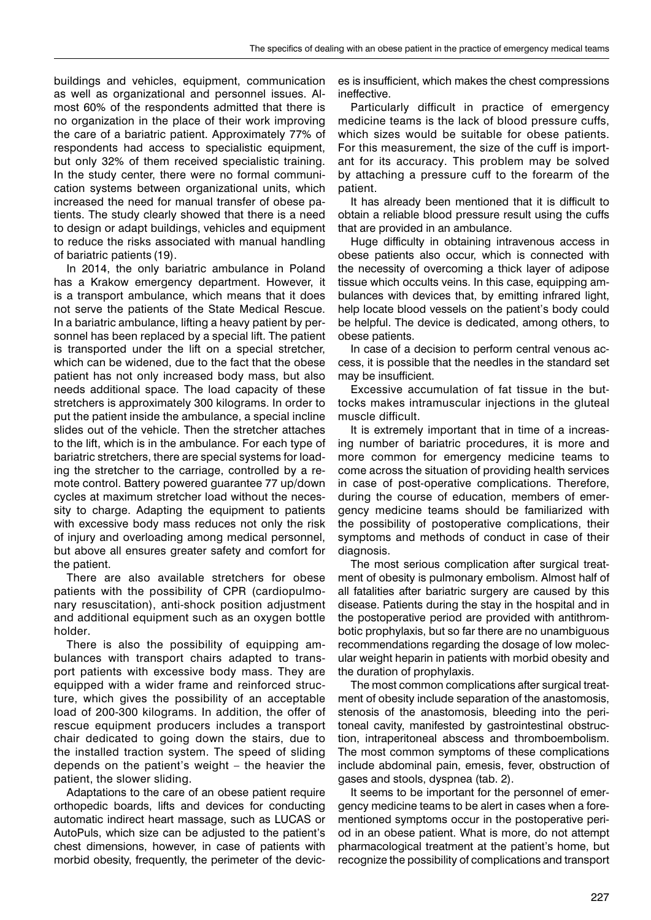buildings and vehicles, equipment, communication as well as organizational and personnel issues. Almost 60% of the respondents admitted that there is no organization in the place of their work improving the care of a bariatric patient. Approximately 77% of respondents had access to specialistic equipment, but only 32% of them received specialistic training. In the study center, there were no formal communication systems between organizational units, which increased the need for manual transfer of obese patients. The study clearly showed that there is a need to design or adapt buildings, vehicles and equipment to reduce the risks associated with manual handling of bariatric patients (19).

In 2014, the only bariatric ambulance in Poland has a Krakow emergency department. However, it is a transport ambulance, which means that it does not serve the patients of the State Medical Rescue. In a bariatric ambulance, lifting a heavy patient by personnel has been replaced by a special lift. The patient is transported under the lift on a special stretcher, which can be widened, due to the fact that the obese patient has not only increased body mass, but also needs additional space. The load capacity of these stretchers is approximately 300 kilograms. In order to put the patient inside the ambulance, a special incline slides out of the vehicle. Then the stretcher attaches to the lift, which is in the ambulance. For each type of bariatric stretchers, there are special systems for loading the stretcher to the carriage, controlled by a remote control. Battery powered guarantee 77 up/down cycles at maximum stretcher load without the necessity to charge. Adapting the equipment to patients with excessive body mass reduces not only the risk of injury and overloading among medical personnel, but above all ensures greater safety and comfort for the patient.

There are also available stretchers for obese patients with the possibility of CPR (cardiopulmonary resuscitation), anti-shock position adjustment and additional equipment such as an oxygen bottle holder.

There is also the possibility of equipping ambulances with transport chairs adapted to transport patients with excessive body mass. They are equipped with a wider frame and reinforced structure, which gives the possibility of an acceptable load of 200-300 kilograms. In addition, the offer of rescue equipment producers includes a transport chair dedicated to going down the stairs, due to the installed traction system. The speed of sliding depends on the patient's weight – the heavier the patient, the slower sliding.

Adaptations to the care of an obese patient require orthopedic boards, lifts and devices for conducting automatic indirect heart massage, such as LUCAS or AutoPuls, which size can be adjusted to the patient's chest dimensions, however, in case of patients with morbid obesity, frequently, the perimeter of the devices is insufficient, which makes the chest compressions ineffective.

Particularly difficult in practice of emergency medicine teams is the lack of blood pressure cuffs, which sizes would be suitable for obese patients. For this measurement, the size of the cuff is important for its accuracy. This problem may be solved by attaching a pressure cuff to the forearm of the patient.

It has already been mentioned that it is difficult to obtain a reliable blood pressure result using the cuffs that are provided in an ambulance.

Huge difficulty in obtaining intravenous access in obese patients also occur, which is connected with the necessity of overcoming a thick layer of adipose tissue which occults veins. In this case, equipping ambulances with devices that, by emitting infrared light, help locate blood vessels on the patient's body could be helpful. The device is dedicated, among others, to obese patients.

In case of a decision to perform central venous access, it is possible that the needles in the standard set may be insufficient.

Excessive accumulation of fat tissue in the buttocks makes intramuscular injections in the gluteal muscle difficult.

It is extremely important that in time of a increasing number of bariatric procedures, it is more and more common for emergency medicine teams to come across the situation of providing health services in case of post-operative complications. Therefore, during the course of education, members of emergency medicine teams should be familiarized with the possibility of postoperative complications, their symptoms and methods of conduct in case of their diagnosis.

The most serious complication after surgical treatment of obesity is pulmonary embolism. Almost half of all fatalities after bariatric surgery are caused by this disease. Patients during the stay in the hospital and in the postoperative period are provided with antithrombotic prophylaxis, but so far there are no unambiguous recommendations regarding the dosage of low molecular weight heparin in patients with morbid obesity and the duration of prophylaxis.

The most common complications after surgical treatment of obesity include separation of the anastomosis, stenosis of the anastomosis, bleeding into the peritoneal cavity, manifested by gastrointestinal obstruction, intraperitoneal abscess and thromboembolism. The most common symptoms of these complications include abdominal pain, emesis, fever, obstruction of gases and stools, dyspnea (tab. 2).

It seems to be important for the personnel of emergency medicine teams to be alert in cases when a forementioned symptoms occur in the postoperative period in an obese patient. What is more, do not attempt pharmacological treatment at the patient's home, but recognize the possibility of complications and transport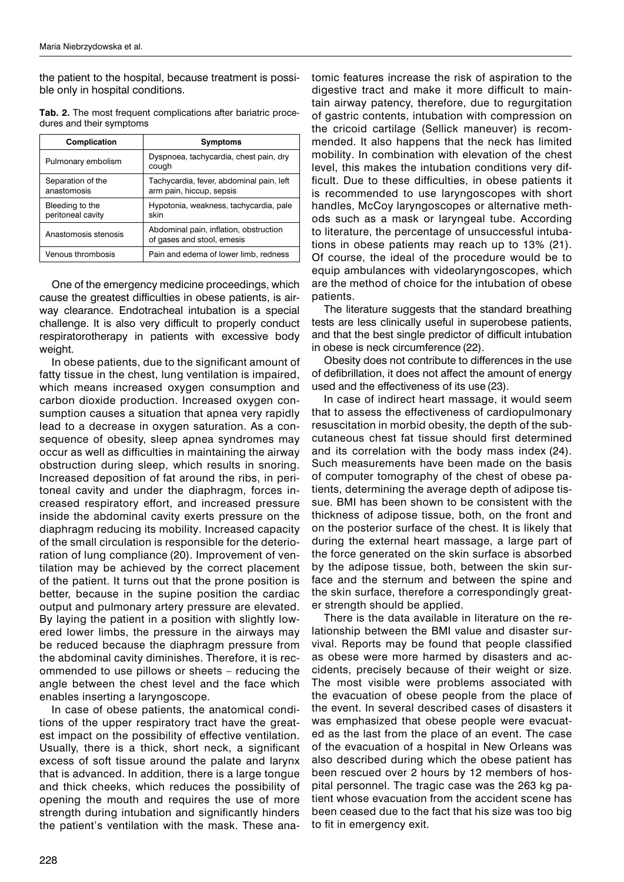the patient to the hospital, because treatment is possible only in hospital conditions.

**Tab. 2.** The most frequent complications after bariatric procedures and their symptoms

| Complication | Symptoms |
|---|---|
| Pulmonary embolism | Dyspnoea, tachycardia, chest pain, dry cough |
| Separation of the anastomosis | Tachycardia, fever, abdominal pain, left arm pain, hiccup, sepsis |
| Bleeding to the peritoneal cavity | Hypotonia, weakness, tachycardia, pale skin |
| Anastomosis stenosis | Abdominal pain, inflation, obstruction of gases and stool, emesis |
| Venous thrombosis | Pain and edema of lower limb, redness |

One of the emergency medicine proceedings, which cause the greatest difficulties in obese patients, is airway clearance. Endotracheal intubation is a special challenge. It is also very difficult to properly conduct respiratorotherapy in patients with excessive body weight.

In obese patients, due to the significant amount of fatty tissue in the chest, lung ventilation is impaired, which means increased oxygen consumption and carbon dioxide production. Increased oxygen consumption causes a situation that apnea very rapidly lead to a decrease in oxygen saturation. As a consequence of obesity, sleep apnea syndromes may occur as well as difficulties in maintaining the airway obstruction during sleep, which results in snoring. Increased deposition of fat around the ribs, in peritoneal cavity and under the diaphragm, forces increased respiratory effort, and increased pressure inside the abdominal cavity exerts pressure on the diaphragm reducing its mobility. Increased capacity of the small circulation is responsible for the deterioration of lung compliance (20). Improvement of ventilation may be achieved by the correct placement of the patient. It turns out that the prone position is better, because in the supine position the cardiac output and pulmonary artery pressure are elevated. By laying the patient in a position with slightly lowered lower limbs, the pressure in the airways may be reduced because the diaphragm pressure from the abdominal cavity diminishes. Therefore, it is recommended to use pillows or sheets – reducing the angle between the chest level and the face which enables inserting a laryngoscope.

In case of obese patients, the anatomical conditions of the upper respiratory tract have the greatest impact on the possibility of effective ventilation. Usually, there is a thick, short neck, a significant excess of soft tissue around the palate and larynx that is advanced. In addition, there is a large tongue and thick cheeks, which reduces the possibility of opening the mouth and requires the use of more strength during intubation and significantly hinders the patient's ventilation with the mask. These anatomic features increase the risk of aspiration to the digestive tract and make it more difficult to maintain airway patency, therefore, due to regurgitation of gastric contents, intubation with compression on the cricoid cartilage (Sellick maneuver) is recommended. It also happens that the neck has limited mobility. In combination with elevation of the chest level, this makes the intubation conditions very difficult. Due to these difficulties, in obese patients it is recommended to use laryngoscopes with short handles, McCoy laryngoscopes or alternative methods such as a mask or laryngeal tube. According to literature, the percentage of unsuccessful intubations in obese patients may reach up to 13% (21). Of course, the ideal of the procedure would be to equip ambulances with videolaryngoscopes, which are the method of choice for the intubation of obese patients.

The literature suggests that the standard breathing tests are less clinically useful in superobese patients, and that the best single predictor of difficult intubation in obese is neck circumference (22).

Obesity does not contribute to differences in the use of defibrillation, it does not affect the amount of energy used and the effectiveness of its use (23).

In case of indirect heart massage, it would seem that to assess the effectiveness of cardiopulmonary resuscitation in morbid obesity, the depth of the subcutaneous chest fat tissue should first determined and its correlation with the body mass index (24). Such measurements have been made on the basis of computer tomography of the chest of obese patients, determining the average depth of adipose tissue. BMI has been shown to be consistent with the thickness of adipose tissue, both, on the front and on the posterior surface of the chest. It is likely that during the external heart massage, a large part of the force generated on the skin surface is absorbed by the adipose tissue, both, between the skin surface and the sternum and between the spine and the skin surface, therefore a correspondingly greater strength should be applied.

There is the data available in literature on the relationship between the BMI value and disaster survival. Reports may be found that people classified as obese were more harmed by disasters and accidents, precisely because of their weight or size. The most visible were problems associated with the evacuation of obese people from the place of the event. In several described cases of disasters it was emphasized that obese people were evacuated as the last from the place of an event. The case of the evacuation of a hospital in New Orleans was also described during which the obese patient has been rescued over 2 hours by 12 members of hospital personnel. The tragic case was the 263 kg patient whose evacuation from the accident scene has been ceased due to the fact that his size was too big to fit in emergency exit.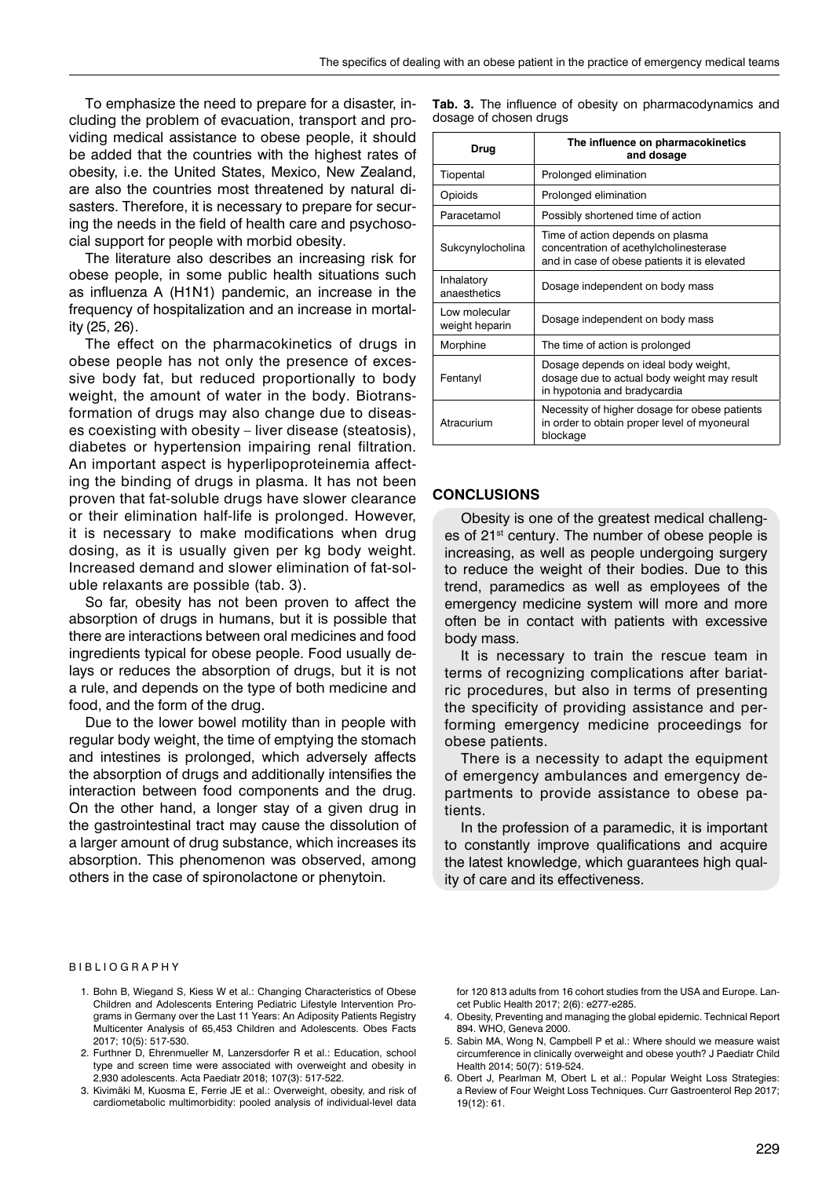To emphasize the need to prepare for a disaster, including the problem of evacuation, transport and providing medical assistance to obese people, it should be added that the countries with the highest rates of obesity, i.e. the United States, Mexico, New Zealand, are also the countries most threatened by natural disasters. Therefore, it is necessary to prepare for securing the needs in the field of health care and psychosocial support for people with morbid obesity.

The literature also describes an increasing risk for obese people, in some public health situations such as influenza A (H1N1) pandemic, an increase in the frequency of hospitalization and an increase in mortality (25, 26).

The effect on the pharmacokinetics of drugs in obese people has not only the presence of excessive body fat, but reduced proportionally to body weight, the amount of water in the body. Biotransformation of drugs may also change due to diseases coexisting with obesity – liver disease (steatosis), diabetes or hypertension impairing renal filtration. An important aspect is hyperlipoproteinemia affecting the binding of drugs in plasma. It has not been proven that fat-soluble drugs have slower clearance or their elimination half-life is prolonged. However, it is necessary to make modifications when drug dosing, as it is usually given per kg body weight. Increased demand and slower elimination of fat-soluble relaxants are possible (tab. 3).

So far, obesity has not been proven to affect the absorption of drugs in humans, but it is possible that there are interactions between oral medicines and food ingredients typical for obese people. Food usually delays or reduces the absorption of drugs, but it is not a rule, and depends on the type of both medicine and food, and the form of the drug.

Due to the lower bowel motility than in people with regular body weight, the time of emptying the stomach and intestines is prolonged, which adversely affects the absorption of drugs and additionally intensifies the interaction between food components and the drug. On the other hand, a longer stay of a given drug in the gastrointestinal tract may cause the dissolution of a larger amount of drug substance, which increases its absorption. This phenomenon was observed, among others in the case of spironolactone or phenytoin.

**Tab. 3.** The influence of obesity on pharmacodynamics and dosage of chosen drugs

| Drug | The influence on pharmacokinetics and dosage |
|---|---|
| Tiopental | Prolonged elimination |
| Opioids | Prolonged elimination |
| Paracetamol | Possibly shortened time of action |
| Sukcynylocholina | Time of action depends on plasma concentration of acethylcholinesterase and in case of obese patients it is elevated |
| Inhalatory anaesthetics | Dosage independent on body mass |
| Low molecular weight heparin | Dosage independent on body mass |
| Morphine | The time of action is prolonged |
| Fentanyl | Dosage depends on ideal body weight, dosage due to actual body weight may result in hypotonia and bradycardia |
| Atracurium | Necessity of higher dosage for obese patients in order to obtain proper level of myoneural blockage |

## CONCLUSIONS

Obesity is one of the greatest medical challenges of 21st century. The number of obese people is increasing, as well as people undergoing surgery to reduce the weight of their bodies. Due to this trend, paramedics as well as employees of the emergency medicine system will more and more often be in contact with patients with excessive body mass.

It is necessary to train the rescue team in terms of recognizing complications after bariatric procedures, but also in terms of presenting the specificity of providing assistance and performing emergency medicine proceedings for obese patients.

There is a necessity to adapt the equipment of emergency ambulances and emergency departments to provide assistance to obese patients.

In the profession of a paramedic, it is important to constantly improve qualifications and acquire the latest knowledge, which guarantees high quality of care and its effectiveness.

## BIBLIOGRAPHY

1. Bohn B, Wiegand S, Kiess W et al.: Changing Characteristics of Obese Children and Adolescents Entering Pediatric Lifestyle Intervention Programs in Germany over the Last 11 Years: An Adiposity Patients Registry Multicenter Analysis of 65,453 Children and Adolescents. Obes Facts 2017; 10(5): 517-530.
2. Furthner D, Ehrenmueller M, Lanzersdorfer R et al.: Education, school type and screen time were associated with overweight and obesity in 2,930 adolescents. Acta Paediatr 2018; 107(3): 517-522.
3. Kivimäki M, Kuosma E, Ferrie JE et al.: Overweight, obesity, and risk of cardiometabolic multimorbidity: pooled analysis of individual-level data for 120 813 adults from 16 cohort studies from the USA and Europe. Lancet Public Health 2017; 2(6): e277-e285.
4. Obesity, Preventing and managing the global epidemic. Technical Report 894. WHO, Geneva 2000.
5. Sabin MA, Wong N, Campbell P et al.: Where should we measure waist circumference in clinically overweight and obese youth? J Paediatr Child Health 2014; 50(7): 519-524.
6. Obert J, Pearlman M, Obert L et al.: Popular Weight Loss Strategies: a Review of Four Weight Loss Techniques. Curr Gastroenterol Rep 2017; 19(12): 61.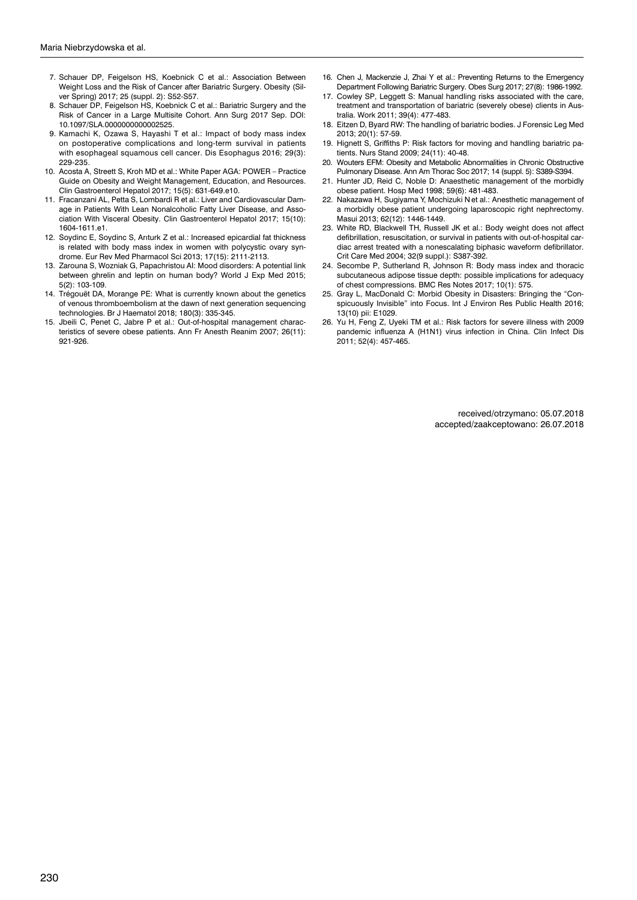7. Schauer DP, Feigelson HS, Koebnick C et al.: Association Between Weight Loss and the Risk of Cancer after Bariatric Surgery. Obesity (Silver Spring) 2017; 25 (suppl. 2): S52-S57.
8. Schauer DP, Feigelson HS, Koebnick C et al.: Bariatric Surgery and the Risk of Cancer in a Large Multisite Cohort. Ann Surg 2017 Sep. DOI: 10.1097/SLA.0000000000002525.
9. Kamachi K, Ozawa S, Hayashi T et al.: Impact of body mass index on postoperative complications and long-term survival in patients with esophageal squamous cell cancer. Dis Esophagus 2016; 29(3): 229-235.
10. Acosta A, Streett S, Kroh MD et al.: White Paper AGA: POWER – Practice Guide on Obesity and Weight Management, Education, and Resources. Clin Gastroenterol Hepatol 2017; 15(5): 631-649.e10.
11. Fracanzani AL, Petta S, Lombardi R et al.: Liver and Cardiovascular Damage in Patients With Lean Nonalcoholic Fatty Liver Disease, and Association With Visceral Obesity. Clin Gastroenterol Hepatol 2017; 15(10): 1604-1611.e1.
12. Soydinc E, Soydinc S, Arıturk Z et al.: Increased epicardial fat thickness is related with body mass index in women with polycystic ovary syndrome. Eur Rev Med Pharmacol Sci 2013; 17(15): 2111-2113.
13. Zarouna S, Wozniak G, Papachristou AI: Mood disorders: A potential link between ghrelin and leptin on human body? World J Exp Med 2015; 5(2): 103-109.
14. Trégouët DA, Morange PE: What is currently known about the genetics of venous thromboembolism at the dawn of next generation sequencing technologies. Br J Haematol 2018; 180(3): 335-345.
15. Jbeili C, Penet C, Jabre P et al.: Out-of-hospital management characteristics of severe obese patients. Ann Fr Anesth Reanim 2007; 26(11): 921-926.
16. Chen J, Mackenzie J, Zhai Y et al.: Preventing Returns to the Emergency Department Following Bariatric Surgery. Obes Surg 2017; 27(8): 1986-1992.
17. Cowley SP, Leggett S: Manual handling risks associated with the care, treatment and transportation of bariatric (severely obese) clients in Australia. Work 2011; 39(4): 477-483.
18. Eitzen D, Byard RW: The handling of bariatric bodies. J Forensic Leg Med 2013; 20(1): 57-59.
19. Hignett S, Griffiths P: Risk factors for moving and handling bariatric patients. Nurs Stand 2009; 24(11): 40-48.
20. Wouters EFM: Obesity and Metabolic Abnormalities in Chronic Obstructive Pulmonary Disease. Ann Am Thorac Soc 2017; 14 (suppl. 5): S389-S394.
21. Hunter JD, Reid C, Noble D: Anaesthetic management of the morbidly obese patient. Hosp Med 1998; 59(6): 481-483.
22. Nakazawa H, Sugiyama Y, Mochizuki N et al.: Anesthetic management of a morbidly obese patient undergoing laparoscopic right nephrectomy. Masui 2013; 62(12): 1446-1449.
23. White RD, Blackwell TH, Russell JK et al.: Body weight does not affect defibrillation, resuscitation, or survival in patients with out-of-hospital cardiac arrest treated with a nonescalating biphasic waveform defibrillator. Crit Care Med 2004; 32(9 suppl.): S387-392.
24. Secombe P, Sutherland R, Johnson R: Body mass index and thoracic subcutaneous adipose tissue depth: possible implications for adequacy of chest compressions. BMC Res Notes 2017; 10(1): 575.
25. Gray L, MacDonald C: Morbid Obesity in Disasters: Bringing the "Conspicuously Invisible" into Focus. Int J Environ Res Public Health 2016; 13(10) pii: E1029.
26. Yu H, Feng Z, Uyeki TM et al.: Risk factors for severe illness with 2009 pandemic influenza A (H1N1) virus infection in China. Clin Infect Dis 2011; 52(4): 457-465.

received/otrzymano: 05.07.2018
accepted/zaakceptowano: 26.07.2018